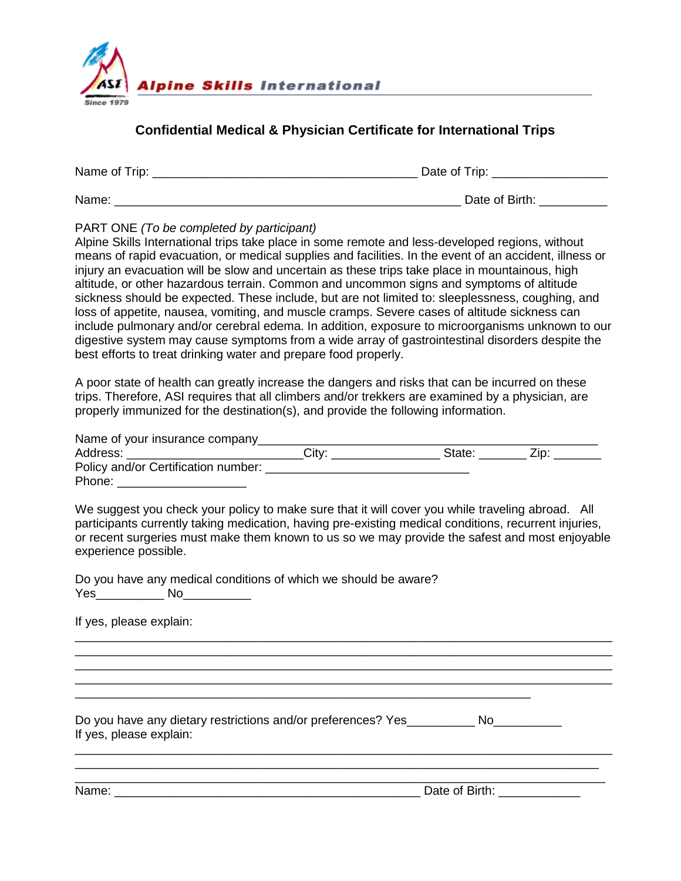Alpine Skills International

Since 1979

## Confidential Medical & Physician Certificate for International Trips

Name of Trip: ______________________________________ Date of Trip: ________________

Name: ___________________________________________________ Date of Birth: __________

PART ONE *(To be completed by participant)*

Alpine Skills International trips take place in some remote and less-developed regions, without means of rapid evacuation, or medical supplies and facilities. In the event of an accident, illness or injury an evacuation will be slow and uncertain as these trips take place in mountainous, high altitude, or other hazardous terrain. Common and uncommon signs and symptoms of altitude sickness should be expected. These include, but are not limited to: sleeplessness, coughing, and loss of appetite, nausea, vomiting, and muscle cramps. Severe cases of altitude sickness can include pulmonary and/or cerebral edema. In addition, exposure to microorganisms unknown to our digestive system may cause symptoms from a wide array of gastrointestinal disorders despite the best efforts to treat drinking water and prepare food properly.

A poor state of health can greatly increase the dangers and risks that can be incurred on these trips. Therefore, ASI requires that all climbers and/or trekkers are examined by a physician, are properly immunized for the destination(s), and provide the following information.

Name of your insurance company_______________________________________________
Address: _________________________City: _______________ State: _______ Zip: _______
Policy and/or Certification number: ______________________________
Phone: ___________________

We suggest you check your policy to make sure that it will cover you while traveling abroad. All participants currently taking medication, having pre-existing medical conditions, recurrent injuries, or recent surgeries must make them known to us so we may provide the safest and most enjoyable experience possible.

Do you have any medical conditions of which we should be aware?
Yes__________ No__________

If yes, please explain:
_____________________________________________________________________________
_____________________________________________________________________________
_____________________________________________________________________________
_____________________________________________________________________________
__________________________________________________________________

Do you have any dietary restrictions and/or preferences? Yes__________ No__________
If yes, please explain:
_____________________________________________________________________________
_____________________________________________________________________________
_____________________________________________________________________________

Name: ____________________________________________ Date of Birth: ____________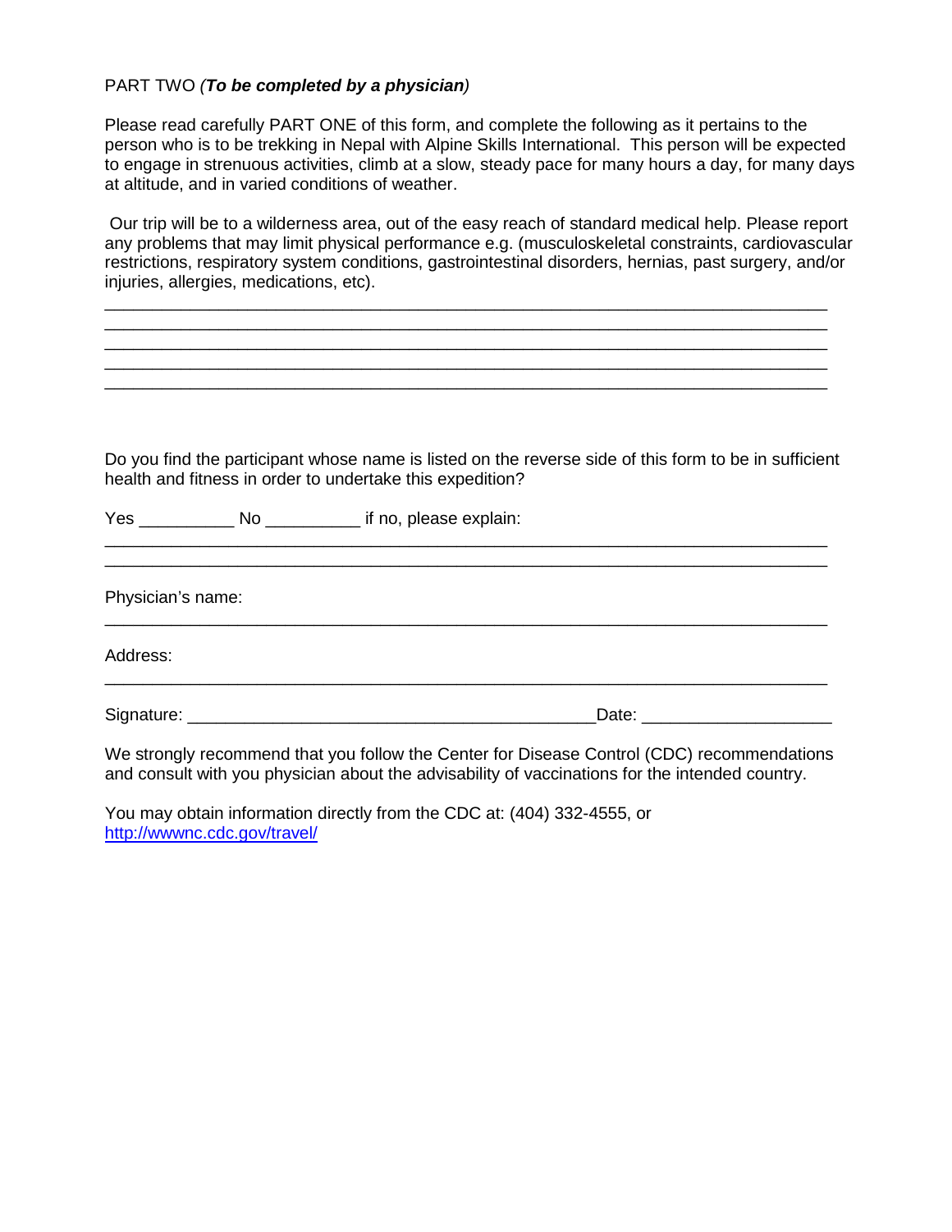PART TWO *(**To be completed by a physician**)*

Please read carefully PART ONE of this form, and complete the following as it pertains to the person who is to be trekking in Nepal with Alpine Skills International. This person will be expected to engage in strenuous activities, climb at a slow, steady pace for many hours a day, for many days at altitude, and in varied conditions of weather.

Our trip will be to a wilderness area, out of the easy reach of standard medical help. Please report any problems that may limit physical performance e.g. (musculoskeletal constraints, cardiovascular restrictions, respiratory system conditions, gastrointestinal disorders, hernias, past surgery, and/or injuries, allergies, medications, etc).

\_\_\_\_\_\_\_\_\_\_\_\_\_\_\_\_\_\_\_\_\_\_\_\_\_\_\_\_\_\_\_\_\_\_\_\_\_\_\_\_\_\_\_\_\_\_\_\_\_\_\_\_\_\_\_\_\_\_\_\_\_\_\_\_\_\_\_\_\_\_\_\_\_\_

\_\_\_\_\_\_\_\_\_\_\_\_\_\_\_\_\_\_\_\_\_\_\_\_\_\_\_\_\_\_\_\_\_\_\_\_\_\_\_\_\_\_\_\_\_\_\_\_\_\_\_\_\_\_\_\_\_\_\_\_\_\_\_\_\_\_\_\_\_\_\_\_\_\_

\_\_\_\_\_\_\_\_\_\_\_\_\_\_\_\_\_\_\_\_\_\_\_\_\_\_\_\_\_\_\_\_\_\_\_\_\_\_\_\_\_\_\_\_\_\_\_\_\_\_\_\_\_\_\_\_\_\_\_\_\_\_\_\_\_\_\_\_\_\_\_\_\_\_

\_\_\_\_\_\_\_\_\_\_\_\_\_\_\_\_\_\_\_\_\_\_\_\_\_\_\_\_\_\_\_\_\_\_\_\_\_\_\_\_\_\_\_\_\_\_\_\_\_\_\_\_\_\_\_\_\_\_\_\_\_\_\_\_\_\_\_\_\_\_\_\_\_\_

\_\_\_\_\_\_\_\_\_\_\_\_\_\_\_\_\_\_\_\_\_\_\_\_\_\_\_\_\_\_\_\_\_\_\_\_\_\_\_\_\_\_\_\_\_\_\_\_\_\_\_\_\_\_\_\_\_\_\_\_\_\_\_\_\_\_\_\_\_\_\_\_\_\_

Do you find the participant whose name is listed on the reverse side of this form to be in sufficient health and fitness in order to undertake this expedition?

Yes \_\_\_\_\_\_\_\_\_\_ No \_\_\_\_\_\_\_\_\_\_ if no, please explain:

\_\_\_\_\_\_\_\_\_\_\_\_\_\_\_\_\_\_\_\_\_\_\_\_\_\_\_\_\_\_\_\_\_\_\_\_\_\_\_\_\_\_\_\_\_\_\_\_\_\_\_\_\_\_\_\_\_\_\_\_\_\_\_\_\_\_\_\_\_\_\_\_\_\_

\_\_\_\_\_\_\_\_\_\_\_\_\_\_\_\_\_\_\_\_\_\_\_\_\_\_\_\_\_\_\_\_\_\_\_\_\_\_\_\_\_\_\_\_\_\_\_\_\_\_\_\_\_\_\_\_\_\_\_\_\_\_\_\_\_\_\_\_\_\_\_\_\_\_

Physician's name:

\_\_\_\_\_\_\_\_\_\_\_\_\_\_\_\_\_\_\_\_\_\_\_\_\_\_\_\_\_\_\_\_\_\_\_\_\_\_\_\_\_\_\_\_\_\_\_\_\_\_\_\_\_\_\_\_\_\_\_\_\_\_\_\_\_\_\_\_\_\_\_\_\_\_

Address:

\_\_\_\_\_\_\_\_\_\_\_\_\_\_\_\_\_\_\_\_\_\_\_\_\_\_\_\_\_\_\_\_\_\_\_\_\_\_\_\_\_\_\_\_\_\_\_\_\_\_\_\_\_\_\_\_\_\_\_\_\_\_\_\_\_\_\_\_\_\_\_\_\_\_

Signature: \_\_\_\_\_\_\_\_\_\_\_\_\_\_\_\_\_\_\_\_\_\_\_\_\_\_\_\_\_\_\_\_\_\_\_\_\_\_\_\_\_\_Date: \_\_\_\_\_\_\_\_\_\_\_\_\_\_\_\_\_\_\_\_

We strongly recommend that you follow the Center for Disease Control (CDC) recommendations and consult with you physician about the advisability of vaccinations for the intended country.

You may obtain information directly from the CDC at: (404) 332-4555, or [http://wwwnc.cdc.gov/travel/](http://wwwnc.cdc.gov/travel/)